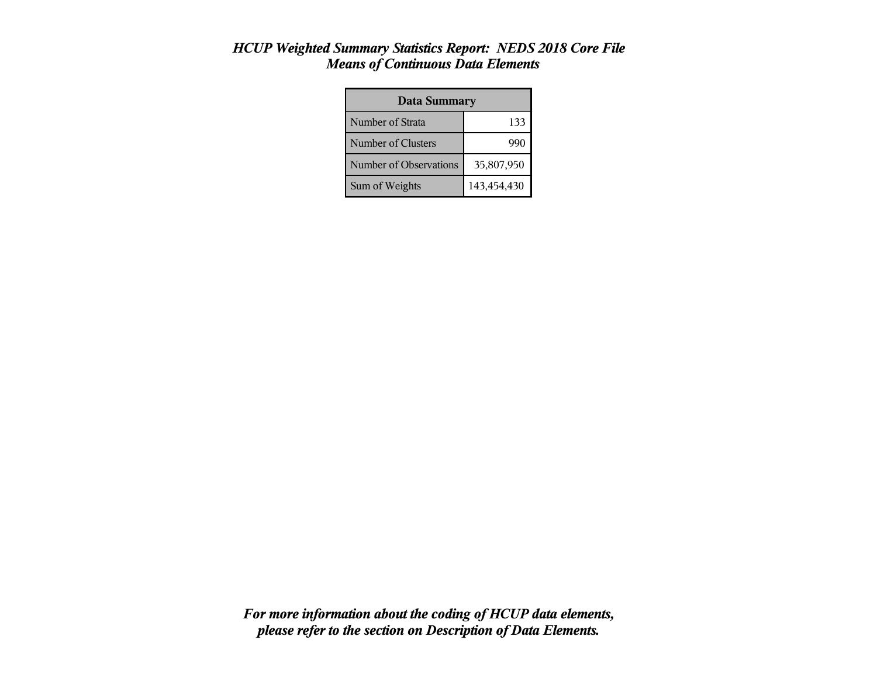# *HCUP Weighted Summary Statistics Report: NEDS 2018 Core File*
## *Means of Continuous Data Elements*

| Data Summary | |
|---|---|
| Number of Strata | 133 |
| Number of Clusters | 990 |
| Number of Observations | 35,807,950 |
| Sum of Weights | 143,454,430 |

***For more information about the coding of HCUP data elements, please refer to the section on Description of Data Elements.***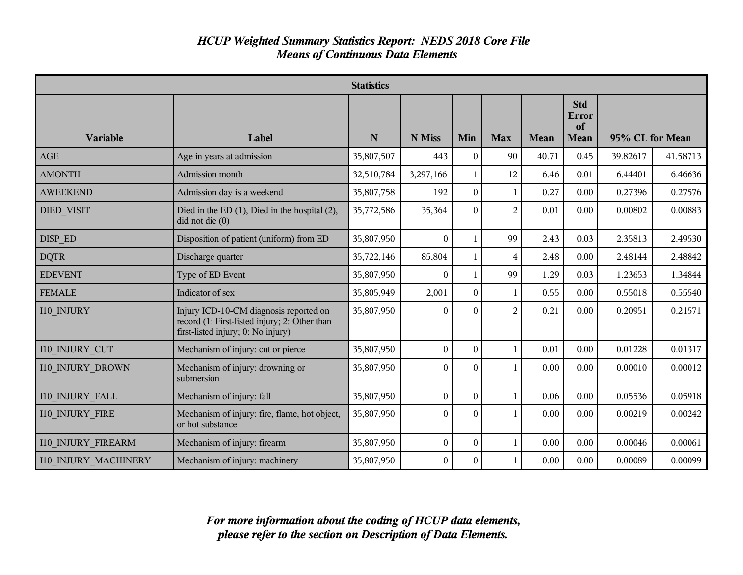# *HCUP Weighted Summary Statistics Report: NEDS 2018 Core File*
## *Means of Continuous Data Elements*

| Statistics | | | | | | | | | |
|---|---|---|---|---|---|---|---|---|---|
| **Variable** | **Label** | **N** | **N Miss** | **Min** | **Max** | **Mean** | **Std Error of Mean** | **95% CL for Mean** | |
| AGE | Age in years at admission | 35,807,507 | 443 | 0 | 90 | 40.71 | 0.45 | 39.82617 | 41.58713 |
| AMONTH | Admission month | 32,510,784 | 3,297,166 | 1 | 12 | 6.46 | 0.01 | 6.44401 | 6.46636 |
| AWEEKEND | Admission day is a weekend | 35,807,758 | 192 | 0 | 1 | 0.27 | 0.00 | 0.27396 | 0.27576 |
| DIED_VISIT | Died in the ED (1), Died in the hospital (2), did not die (0) | 35,772,586 | 35,364 | 0 | 2 | 0.01 | 0.00 | 0.00802 | 0.00883 |
| DISP_ED | Disposition of patient (uniform) from ED | 35,807,950 | 0 | 1 | 99 | 2.43 | 0.03 | 2.35813 | 2.49530 |
| DQTR | Discharge quarter | 35,722,146 | 85,804 | 1 | 4 | 2.48 | 0.00 | 2.48144 | 2.48842 |
| EDEVENT | Type of ED Event | 35,807,950 | 0 | 1 | 99 | 1.29 | 0.03 | 1.23653 | 1.34844 |
| FEMALE | Indicator of sex | 35,805,949 | 2,001 | 0 | 1 | 0.55 | 0.00 | 0.55018 | 0.55540 |
| I10_INJURY | Injury ICD-10-CM diagnosis reported on record (1: First-listed injury; 2: Other than first-listed injury; 0: No injury) | 35,807,950 | 0 | 0 | 2 | 0.21 | 0.00 | 0.20951 | 0.21571 |
| I10_INJURY_CUT | Mechanism of injury: cut or pierce | 35,807,950 | 0 | 0 | 1 | 0.01 | 0.00 | 0.01228 | 0.01317 |
| I10_INJURY_DROWN | Mechanism of injury: drowning or submersion | 35,807,950 | 0 | 0 | 1 | 0.00 | 0.00 | 0.00010 | 0.00012 |
| I10_INJURY_FALL | Mechanism of injury: fall | 35,807,950 | 0 | 0 | 1 | 0.06 | 0.00 | 0.05536 | 0.05918 |
| I10_INJURY_FIRE | Mechanism of injury: fire, flame, hot object, or hot substance | 35,807,950 | 0 | 0 | 1 | 0.00 | 0.00 | 0.00219 | 0.00242 |
| I10_INJURY_FIREARM | Mechanism of injury: firearm | 35,807,950 | 0 | 0 | 1 | 0.00 | 0.00 | 0.00046 | 0.00061 |
| I10_INJURY_MACHINERY | Mechanism of injury: machinery | 35,807,950 | 0 | 0 | 1 | 0.00 | 0.00 | 0.00089 | 0.00099 |

***For more information about the coding of HCUP data elements, please refer to the section on Description of Data Elements.***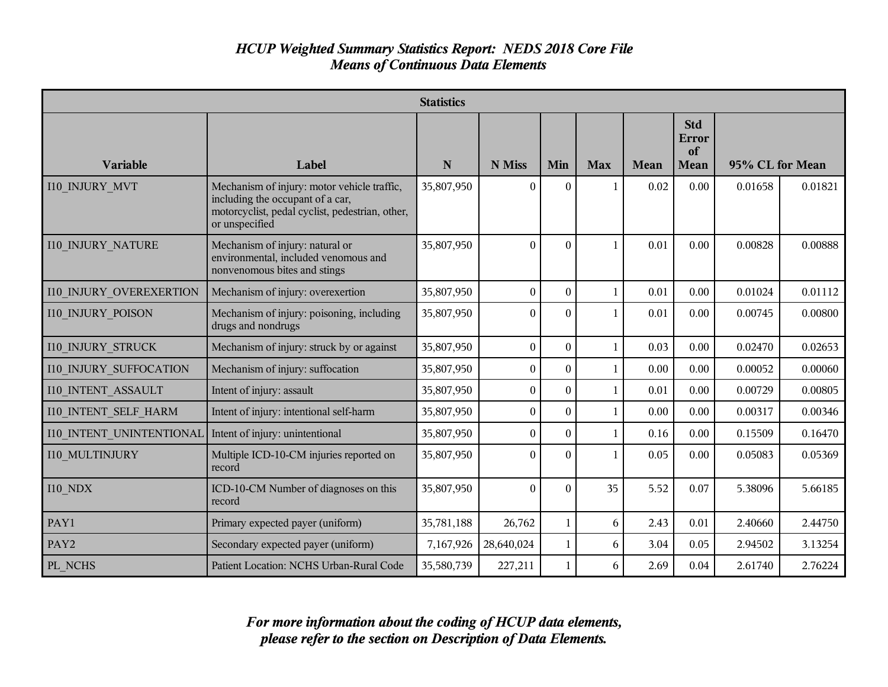# *HCUP Weighted Summary Statistics Report: NEDS 2018 Core File*
## *Means of Continuous Data Elements*

| Statistics | | | | | | | | | |
|---|---|---|---|---|---|---|---|---|---|
| **Variable** | **Label** | **N** | **N Miss** | **Min** | **Max** | **Mean** | **Std Error of Mean** | **95% CL for Mean** | |
| I10_INJURY_MVT | Mechanism of injury: motor vehicle traffic, including the occupant of a car, motorcyclist, pedal cyclist, pedestrian, other, or unspecified | 35,807,950 | 0 | 0 | 1 | 0.02 | 0.00 | 0.01658 | 0.01821 |
| I10_INJURY_NATURE | Mechanism of injury: natural or environmental, included venomous and nonvenomous bites and stings | 35,807,950 | 0 | 0 | 1 | 0.01 | 0.00 | 0.00828 | 0.00888 |
| I10_INJURY_OVEREXERTION | Mechanism of injury: overexertion | 35,807,950 | 0 | 0 | 1 | 0.01 | 0.00 | 0.01024 | 0.01112 |
| I10_INJURY_POISON | Mechanism of injury: poisoning, including drugs and nondrugs | 35,807,950 | 0 | 0 | 1 | 0.01 | 0.00 | 0.00745 | 0.00800 |
| I10_INJURY_STRUCK | Mechanism of injury: struck by or against | 35,807,950 | 0 | 0 | 1 | 0.03 | 0.00 | 0.02470 | 0.02653 |
| I10_INJURY_SUFFOCATION | Mechanism of injury: suffocation | 35,807,950 | 0 | 0 | 1 | 0.00 | 0.00 | 0.00052 | 0.00060 |
| I10_INTENT_ASSAULT | Intent of injury: assault | 35,807,950 | 0 | 0 | 1 | 0.01 | 0.00 | 0.00729 | 0.00805 |
| I10_INTENT_SELF_HARM | Intent of injury: intentional self-harm | 35,807,950 | 0 | 0 | 1 | 0.00 | 0.00 | 0.00317 | 0.00346 |
| I10_INTENT_UNINTENTIONAL | Intent of injury: unintentional | 35,807,950 | 0 | 0 | 1 | 0.16 | 0.00 | 0.15509 | 0.16470 |
| I10_MULTINJURY | Multiple ICD-10-CM injuries reported on record | 35,807,950 | 0 | 0 | 1 | 0.05 | 0.00 | 0.05083 | 0.05369 |
| I10_NDX | ICD-10-CM Number of diagnoses on this record | 35,807,950 | 0 | 0 | 35 | 5.52 | 0.07 | 5.38096 | 5.66185 |
| PAY1 | Primary expected payer (uniform) | 35,781,188 | 26,762 | 1 | 6 | 2.43 | 0.01 | 2.40660 | 2.44750 |
| PAY2 | Secondary expected payer (uniform) | 7,167,926 | 28,640,024 | 1 | 6 | 3.04 | 0.05 | 2.94502 | 3.13254 |
| PL_NCHS | Patient Location: NCHS Urban-Rural Code | 35,580,739 | 227,211 | 1 | 6 | 2.69 | 0.04 | 2.61740 | 2.76224 |

***For more information about the coding of HCUP data elements, please refer to the section on Description of Data Elements.***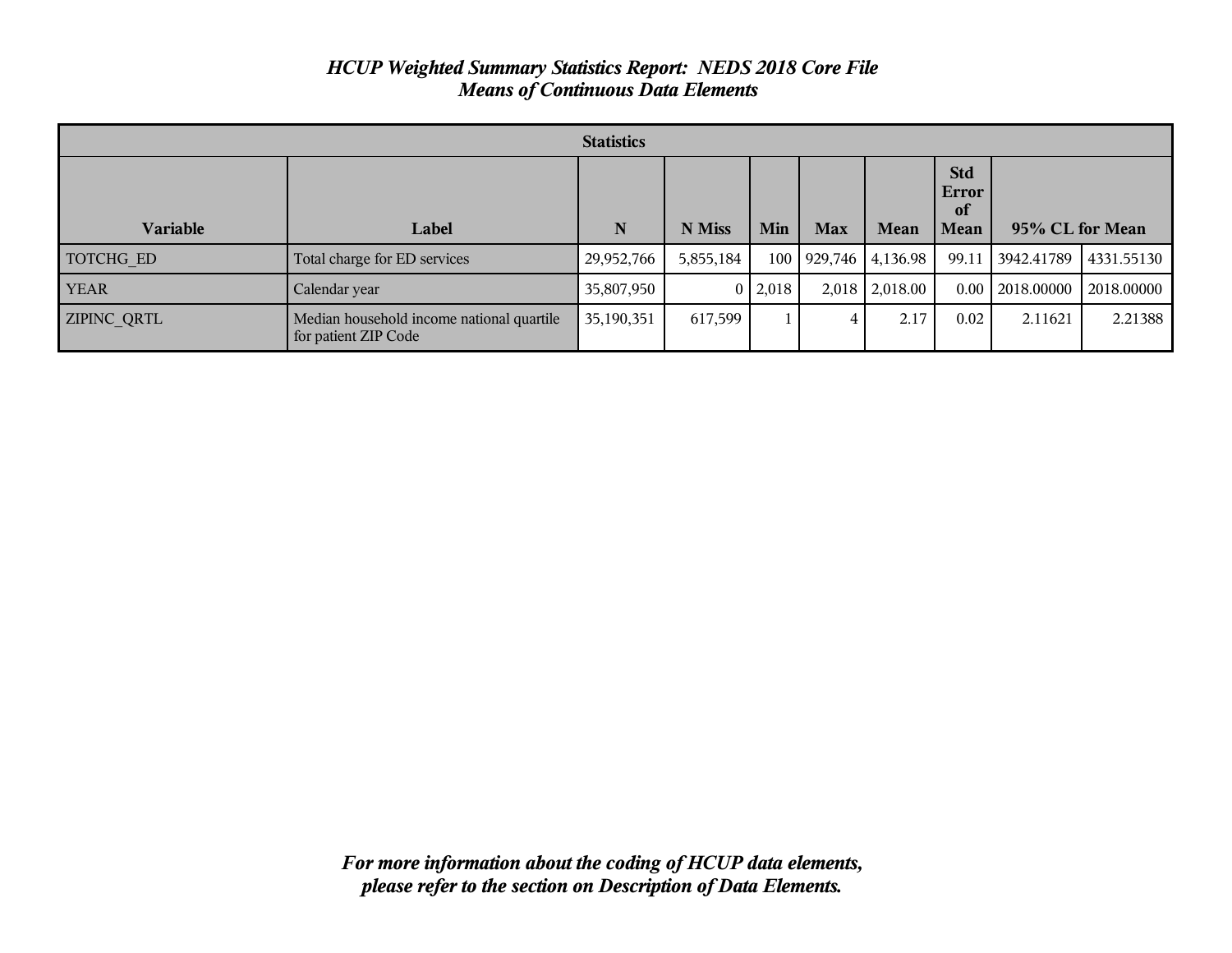# *HCUP Weighted Summary Statistics Report: NEDS 2018 Core File*
## *Means of Continuous Data Elements*

| Statistics | | | | | | | | | |
|---|---|---|---|---|---|---|---|---|---|
| **Variable** | **Label** | **N** | **N Miss** | **Min** | **Max** | **Mean** | **Std Error of Mean** | **95% CL for Mean** | |
| TOTCHG_ED | Total charge for ED services | 29,952,766 | 5,855,184 | 100 | 929,746 | 4,136.98 | 99.11 | 3942.41789 | 4331.55130 |
| YEAR | Calendar year | 35,807,950 | 0 | 2,018 | 2,018 | 2,018.00 | 0.00 | 2018.00000 | 2018.00000 |
| ZIPINC_QRTL | Median household income national quartile for patient ZIP Code | 35,190,351 | 617,599 | 1 | 4 | 2.17 | 0.02 | 2.11621 | 2.21388 |

***For more information about the coding of HCUP data elements, please refer to the section on Description of Data Elements.***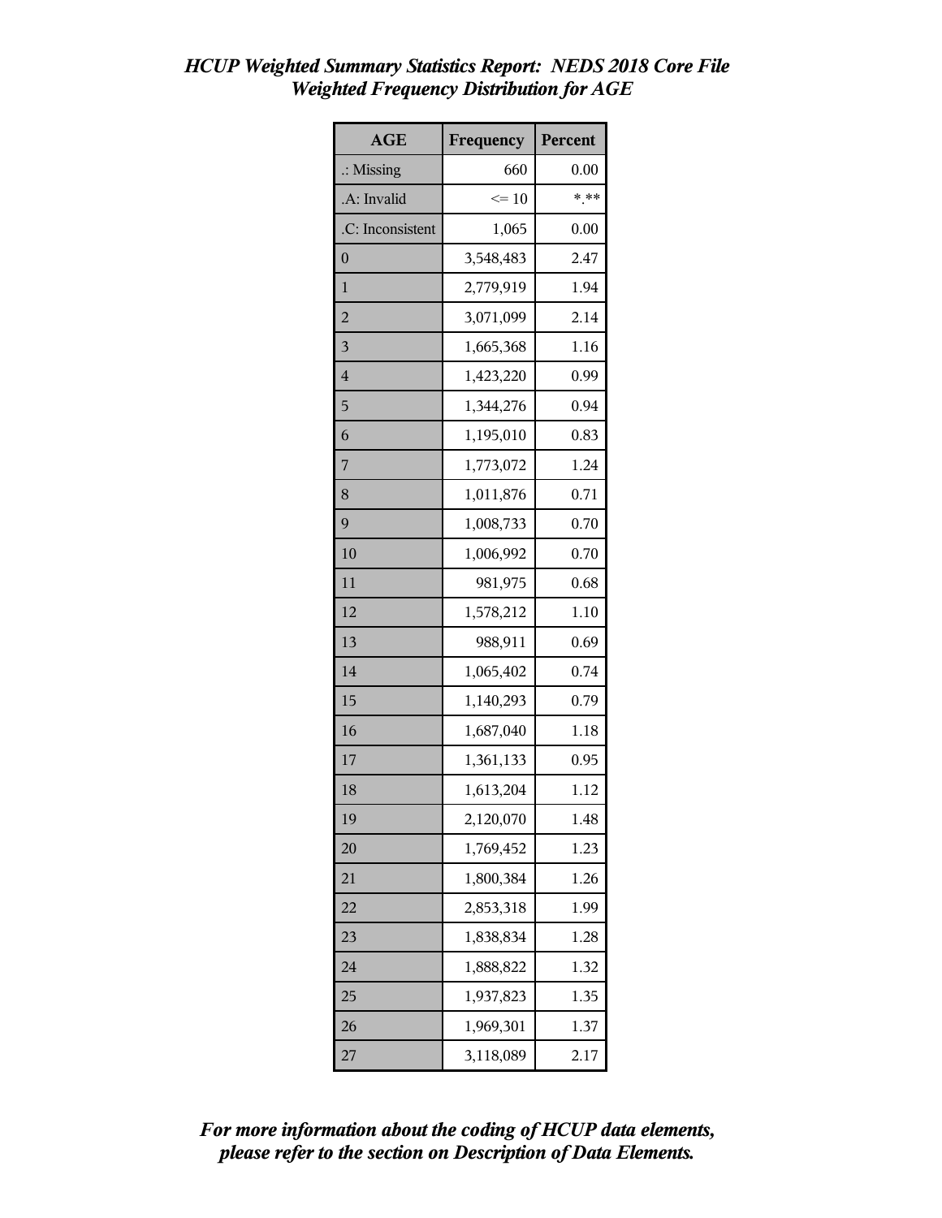# *HCUP Weighted Summary Statistics Report: NEDS 2018 Core File*
## *Weighted Frequency Distribution for AGE*

| AGE | Frequency | Percent |
|---|---|---|
| .: Missing | 660 | 0.00 |
| .A: Invalid | <= 10 | *.** |
| .C: Inconsistent | 1,065 | 0.00 |
| 0 | 3,548,483 | 2.47 |
| 1 | 2,779,919 | 1.94 |
| 2 | 3,071,099 | 2.14 |
| 3 | 1,665,368 | 1.16 |
| 4 | 1,423,220 | 0.99 |
| 5 | 1,344,276 | 0.94 |
| 6 | 1,195,010 | 0.83 |
| 7 | 1,773,072 | 1.24 |
| 8 | 1,011,876 | 0.71 |
| 9 | 1,008,733 | 0.70 |
| 10 | 1,006,992 | 0.70 |
| 11 | 981,975 | 0.68 |
| 12 | 1,578,212 | 1.10 |
| 13 | 988,911 | 0.69 |
| 14 | 1,065,402 | 0.74 |
| 15 | 1,140,293 | 0.79 |
| 16 | 1,687,040 | 1.18 |
| 17 | 1,361,133 | 0.95 |
| 18 | 1,613,204 | 1.12 |
| 19 | 2,120,070 | 1.48 |
| 20 | 1,769,452 | 1.23 |
| 21 | 1,800,384 | 1.26 |
| 22 | 2,853,318 | 1.99 |
| 23 | 1,838,834 | 1.28 |
| 24 | 1,888,822 | 1.32 |
| 25 | 1,937,823 | 1.35 |
| 26 | 1,969,301 | 1.37 |
| 27 | 3,118,089 | 2.17 |

***For more information about the coding of HCUP data elements, please refer to the section on Description of Data Elements.***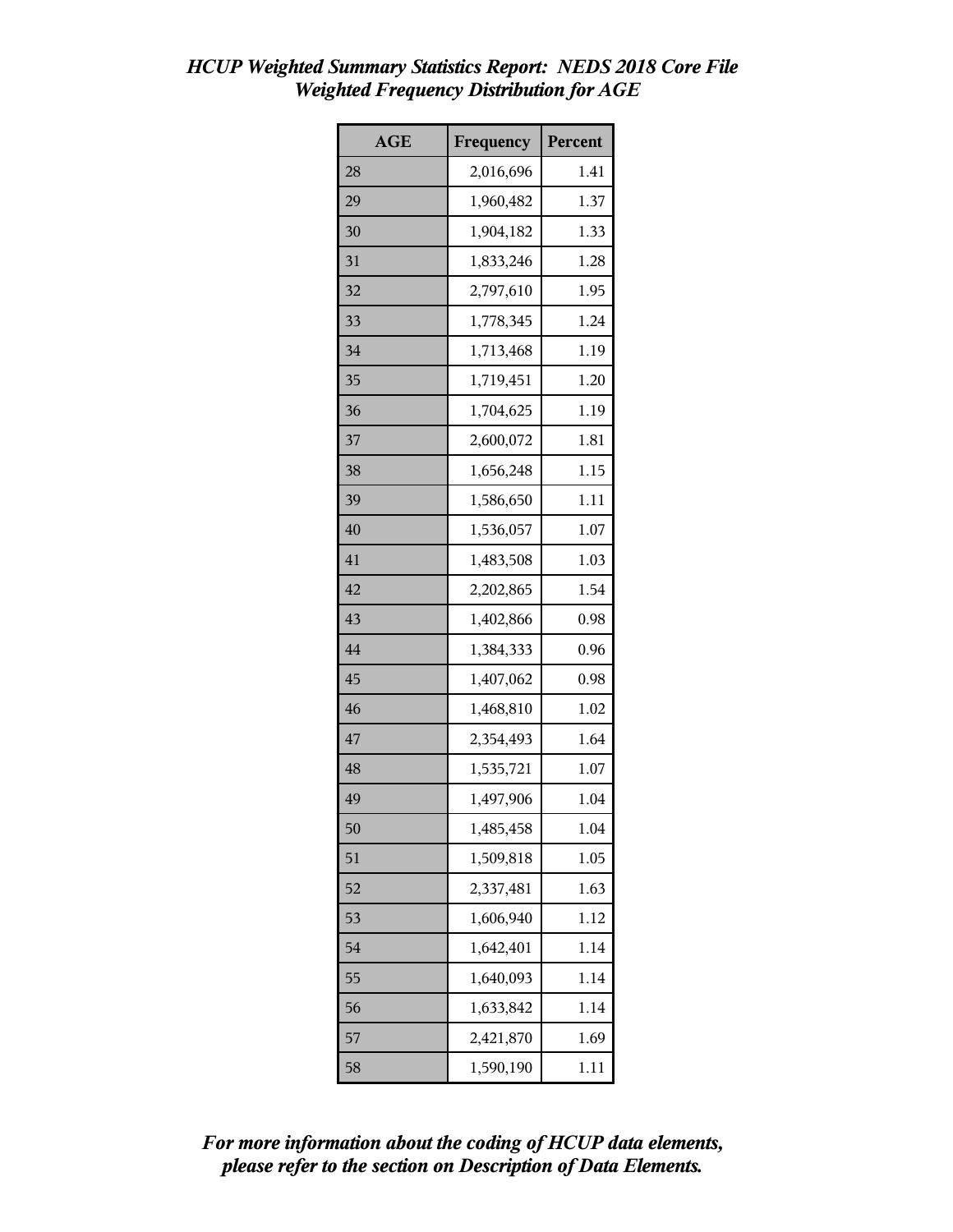*HCUP Weighted Summary Statistics Report: NEDS 2018 Core File*
*Weighted Frequency Distribution for AGE*

| AGE | Frequency | Percent |
|---|---|---|
| 28 | 2,016,696 | 1.41 |
| 29 | 1,960,482 | 1.37 |
| 30 | 1,904,182 | 1.33 |
| 31 | 1,833,246 | 1.28 |
| 32 | 2,797,610 | 1.95 |
| 33 | 1,778,345 | 1.24 |
| 34 | 1,713,468 | 1.19 |
| 35 | 1,719,451 | 1.20 |
| 36 | 1,704,625 | 1.19 |
| 37 | 2,600,072 | 1.81 |
| 38 | 1,656,248 | 1.15 |
| 39 | 1,586,650 | 1.11 |
| 40 | 1,536,057 | 1.07 |
| 41 | 1,483,508 | 1.03 |
| 42 | 2,202,865 | 1.54 |
| 43 | 1,402,866 | 0.98 |
| 44 | 1,384,333 | 0.96 |
| 45 | 1,407,062 | 0.98 |
| 46 | 1,468,810 | 1.02 |
| 47 | 2,354,493 | 1.64 |
| 48 | 1,535,721 | 1.07 |
| 49 | 1,497,906 | 1.04 |
| 50 | 1,485,458 | 1.04 |
| 51 | 1,509,818 | 1.05 |
| 52 | 2,337,481 | 1.63 |
| 53 | 1,606,940 | 1.12 |
| 54 | 1,642,401 | 1.14 |
| 55 | 1,640,093 | 1.14 |
| 56 | 1,633,842 | 1.14 |
| 57 | 2,421,870 | 1.69 |
| 58 | 1,590,190 | 1.11 |

***For more information about the coding of HCUP data elements, please refer to the section on Description of Data Elements.***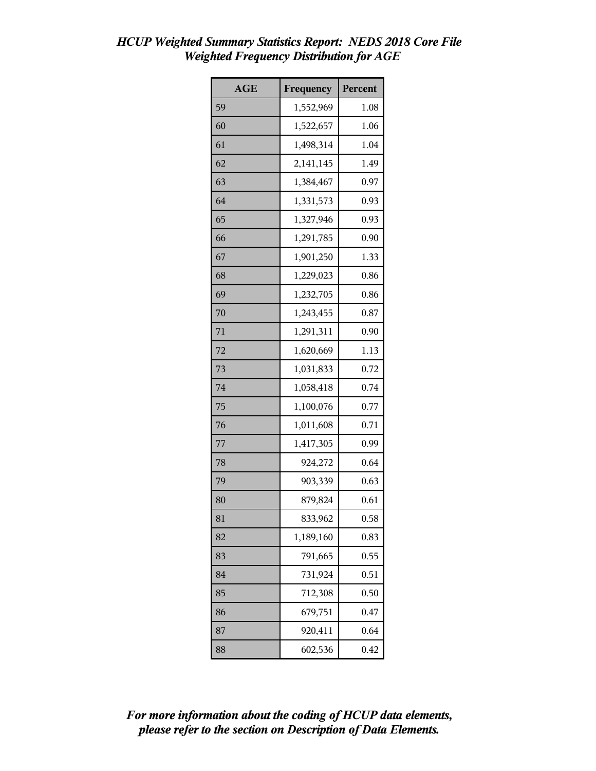***HCUP Weighted Summary Statistics Report: NEDS 2018 Core File***
***Weighted Frequency Distribution for AGE***

| AGE | Frequency | Percent |
|---|---|---|
| 59 | 1,552,969 | 1.08 |
| 60 | 1,522,657 | 1.06 |
| 61 | 1,498,314 | 1.04 |
| 62 | 2,141,145 | 1.49 |
| 63 | 1,384,467 | 0.97 |
| 64 | 1,331,573 | 0.93 |
| 65 | 1,327,946 | 0.93 |
| 66 | 1,291,785 | 0.90 |
| 67 | 1,901,250 | 1.33 |
| 68 | 1,229,023 | 0.86 |
| 69 | 1,232,705 | 0.86 |
| 70 | 1,243,455 | 0.87 |
| 71 | 1,291,311 | 0.90 |
| 72 | 1,620,669 | 1.13 |
| 73 | 1,031,833 | 0.72 |
| 74 | 1,058,418 | 0.74 |
| 75 | 1,100,076 | 0.77 |
| 76 | 1,011,608 | 0.71 |
| 77 | 1,417,305 | 0.99 |
| 78 | 924,272 | 0.64 |
| 79 | 903,339 | 0.63 |
| 80 | 879,824 | 0.61 |
| 81 | 833,962 | 0.58 |
| 82 | 1,189,160 | 0.83 |
| 83 | 791,665 | 0.55 |
| 84 | 731,924 | 0.51 |
| 85 | 712,308 | 0.50 |
| 86 | 679,751 | 0.47 |
| 87 | 920,411 | 0.64 |
| 88 | 602,536 | 0.42 |

***For more information about the coding of HCUP data elements, please refer to the section on Description of Data Elements.***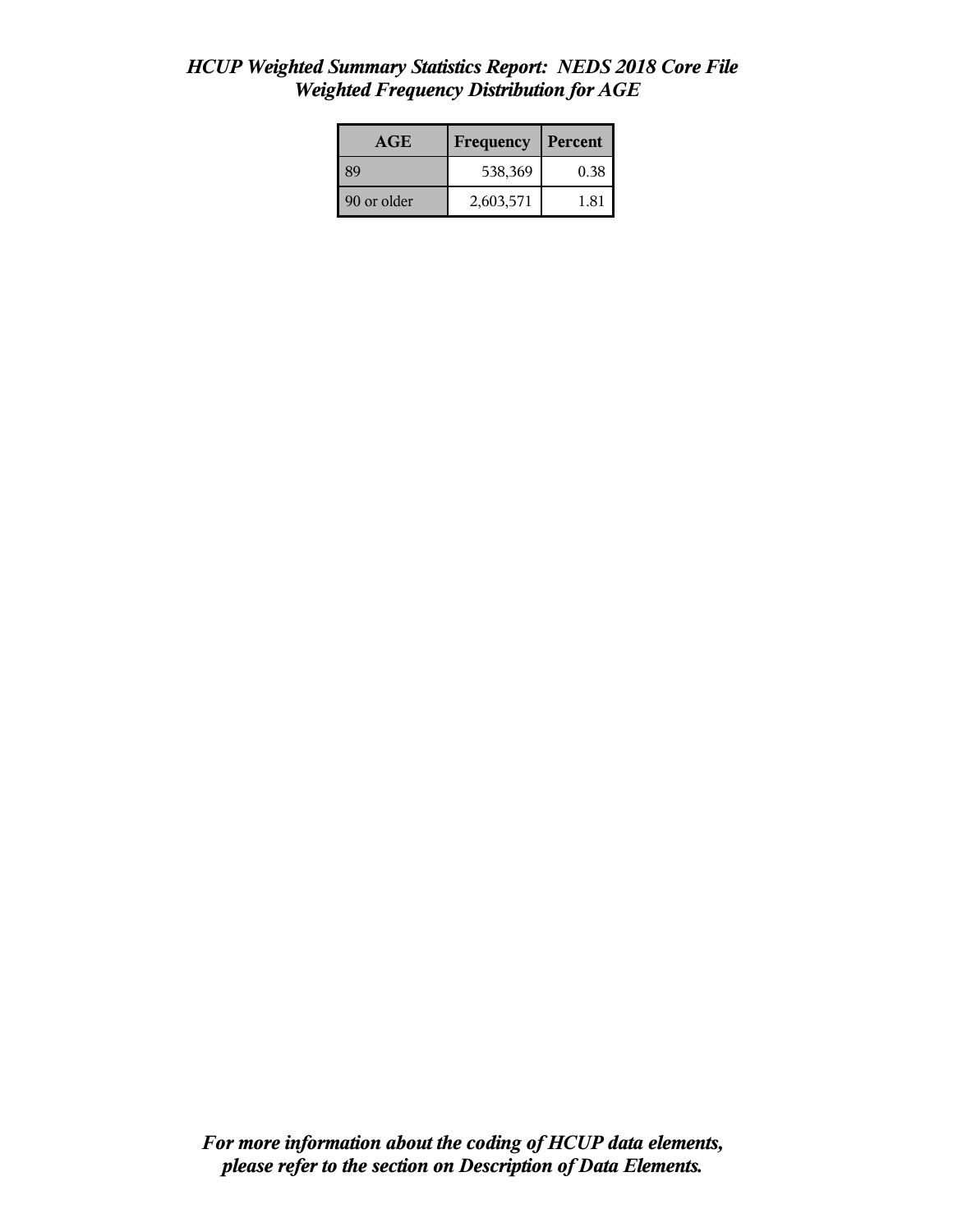*HCUP Weighted Summary Statistics Report: NEDS 2018 Core File*
*Weighted Frequency Distribution for AGE*

| AGE | Frequency | Percent |
| --- | --- | --- |
| 89 | 538,369 | 0.38 |
| 90 or older | 2,603,571 | 1.81 |

***For more information about the coding of HCUP data elements, please refer to the section on Description of Data Elements.***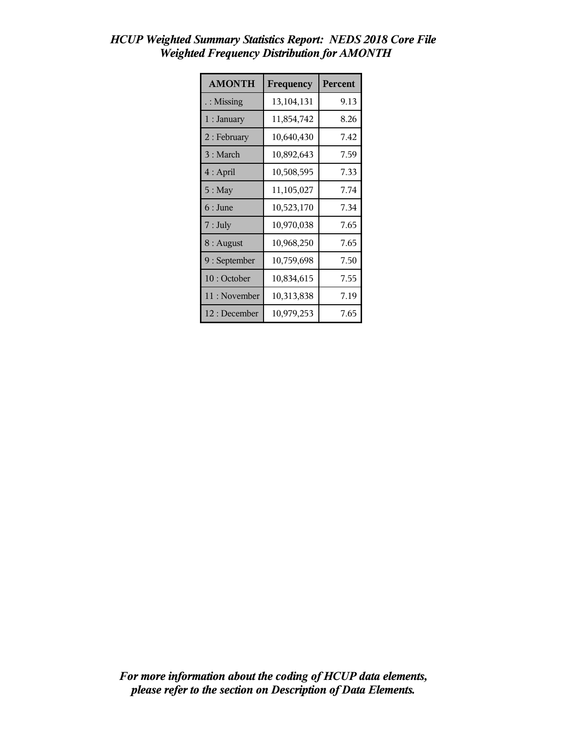# *HCUP Weighted Summary Statistics Report: NEDS 2018 Core File*
## *Weighted Frequency Distribution for AMONTH*

| AMONTH | Frequency | Percent |
|---|---|---|
| . : Missing | 13,104,131 | 9.13 |
| 1 : January | 11,854,742 | 8.26 |
| 2 : February | 10,640,430 | 7.42 |
| 3 : March | 10,892,643 | 7.59 |
| 4 : April | 10,508,595 | 7.33 |
| 5 : May | 11,105,027 | 7.74 |
| 6 : June | 10,523,170 | 7.34 |
| 7 : July | 10,970,038 | 7.65 |
| 8 : August | 10,968,250 | 7.65 |
| 9 : September | 10,759,698 | 7.50 |
| 10 : October | 10,834,615 | 7.55 |
| 11 : November | 10,313,838 | 7.19 |
| 12 : December | 10,979,253 | 7.65 |

***For more information about the coding of HCUP data elements, please refer to the section on Description of Data Elements.***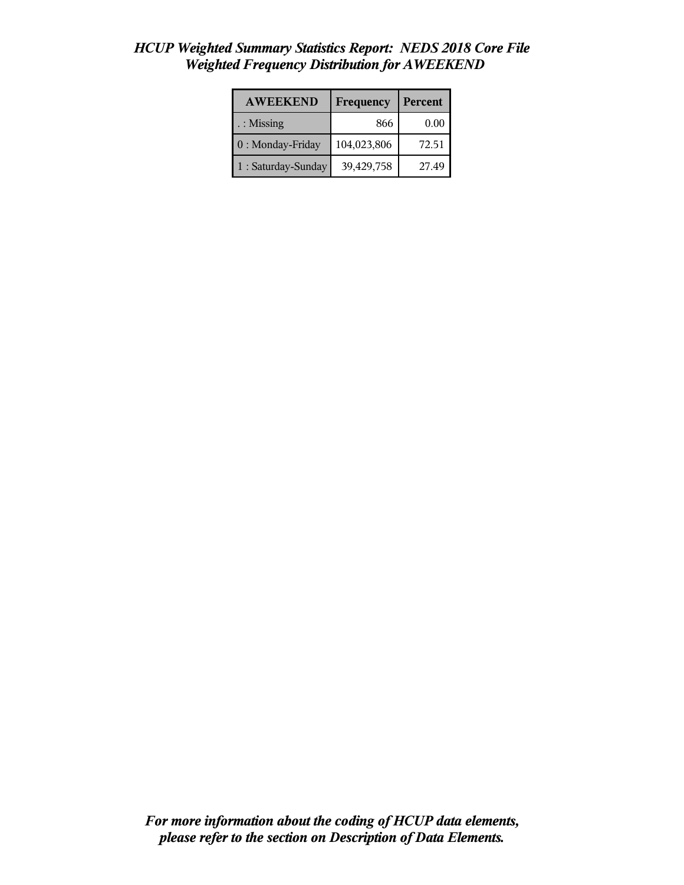# *HCUP Weighted Summary Statistics Report: NEDS 2018 Core File*
## *Weighted Frequency Distribution for AWEEKEND*

| AWEEKEND | Frequency | Percent |
|---|---|---|
| . : Missing | 866 | 0.00 |
| 0 : Monday-Friday | 104,023,806 | 72.51 |
| 1 : Saturday-Sunday | 39,429,758 | 27.49 |

***For more information about the coding of HCUP data elements, please refer to the section on Description of Data Elements.***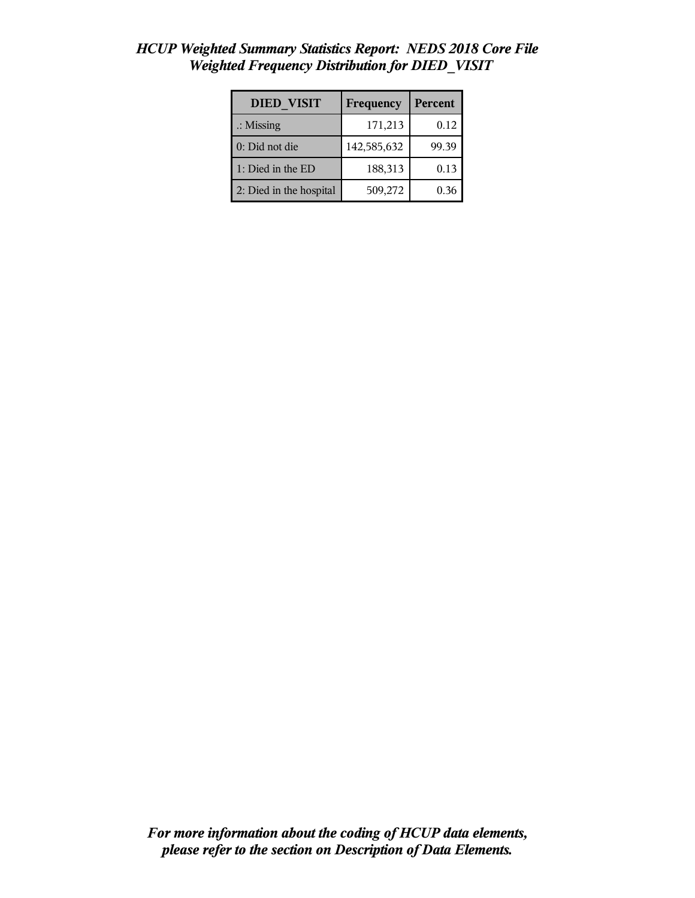# *HCUP Weighted Summary Statistics Report: NEDS 2018 Core File*
## *Weighted Frequency Distribution for DIED_VISIT*

| DIED_VISIT | Frequency | Percent |
|---|---|---|
| .: Missing | 171,213 | 0.12 |
| 0: Did not die | 142,585,632 | 99.39 |
| 1: Died in the ED | 188,313 | 0.13 |
| 2: Died in the hospital | 509,272 | 0.36 |

***For more information about the coding of HCUP data elements, please refer to the section on Description of Data Elements.***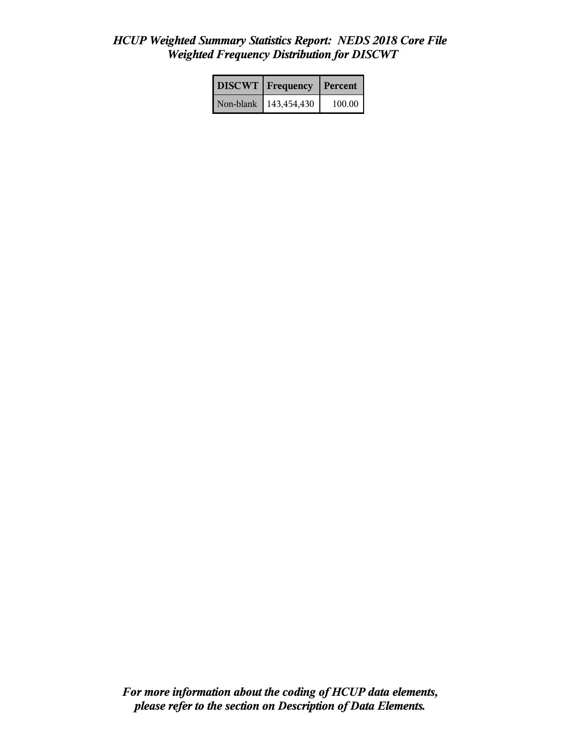*HCUP Weighted Summary Statistics Report: NEDS 2018 Core File*
*Weighted Frequency Distribution for DISCWT*

| DISCWT | Frequency | Percent |
|---|---|---|
| Non-blank | 143,454,430 | 100.00 |

*For more information about the coding of HCUP data elements, please refer to the section on Description of Data Elements.*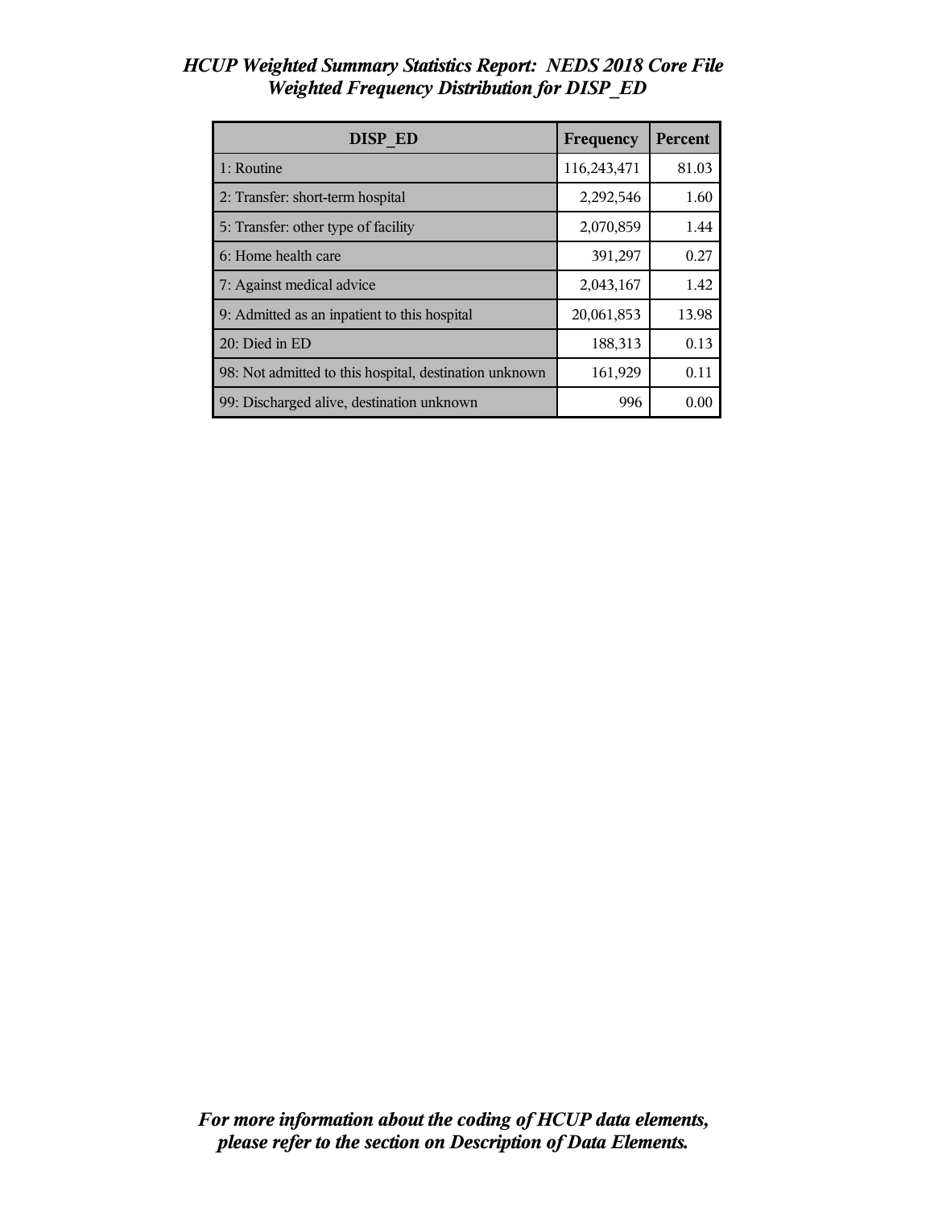# *HCUP Weighted Summary Statistics Report: NEDS 2018 Core File*
## *Weighted Frequency Distribution for DISP_ED*

| DISP_ED | Frequency | Percent |
|---|---|---|
| 1: Routine | 116,243,471 | 81.03 |
| 2: Transfer: short-term hospital | 2,292,546 | 1.60 |
| 5: Transfer: other type of facility | 2,070,859 | 1.44 |
| 6: Home health care | 391,297 | 0.27 |
| 7: Against medical advice | 2,043,167 | 1.42 |
| 9: Admitted as an inpatient to this hospital | 20,061,853 | 13.98 |
| 20: Died in ED | 188,313 | 0.13 |
| 98: Not admitted to this hospital, destination unknown | 161,929 | 0.11 |
| 99: Discharged alive, destination unknown | 996 | 0.00 |

***For more information about the coding of HCUP data elements, please refer to the section on Description of Data Elements.***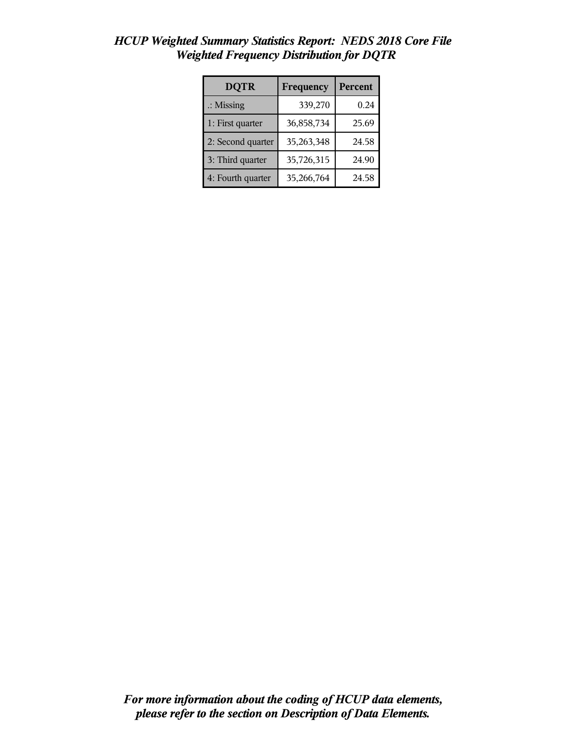*HCUP Weighted Summary Statistics Report: NEDS 2018 Core File*
*Weighted Frequency Distribution for DQTR*

| DQTR | Frequency | Percent |
|---|---|---|
| .: Missing | 339,270 | 0.24 |
| 1: First quarter | 36,858,734 | 25.69 |
| 2: Second quarter | 35,263,348 | 24.58 |
| 3: Third quarter | 35,726,315 | 24.90 |
| 4: Fourth quarter | 35,266,764 | 24.58 |

*For more information about the coding of HCUP data elements, please refer to the section on Description of Data Elements.*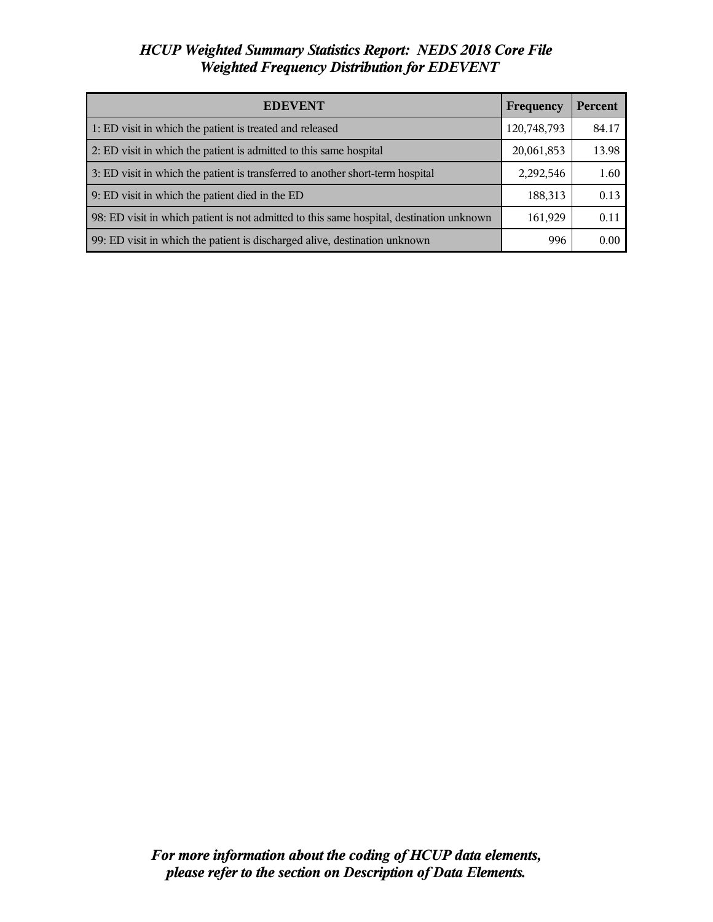*HCUP Weighted Summary Statistics Report: NEDS 2018 Core File*
*Weighted Frequency Distribution for EDEVENT*

| EDEVENT | Frequency | Percent |
|---|---|---|
| 1: ED visit in which the patient is treated and released | 120,748,793 | 84.17 |
| 2: ED visit in which the patient is admitted to this same hospital | 20,061,853 | 13.98 |
| 3: ED visit in which the patient is transferred to another short-term hospital | 2,292,546 | 1.60 |
| 9: ED visit in which the patient died in the ED | 188,313 | 0.13 |
| 98: ED visit in which patient is not admitted to this same hospital, destination unknown | 161,929 | 0.11 |
| 99: ED visit in which the patient is discharged alive, destination unknown | 996 | 0.00 |

***For more information about the coding of HCUP data elements, please refer to the section on Description of Data Elements.***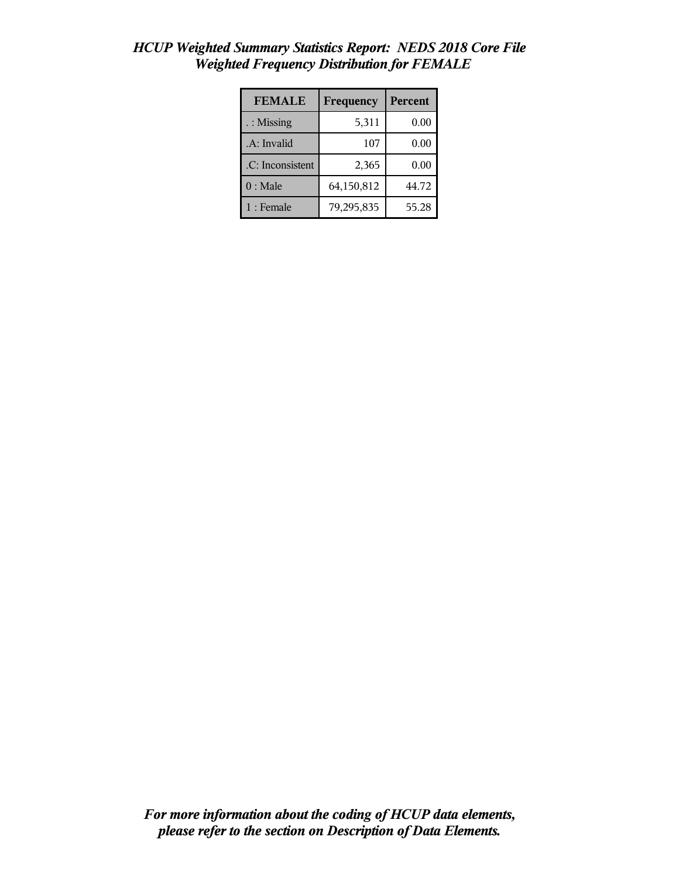*HCUP Weighted Summary Statistics Report: NEDS 2018 Core File*
*Weighted Frequency Distribution for FEMALE*

| FEMALE | Frequency | Percent |
|---|---|---|
| . : Missing | 5,311 | 0.00 |
| .A: Invalid | 107 | 0.00 |
| .C: Inconsistent | 2,365 | 0.00 |
| 0 : Male | 64,150,812 | 44.72 |
| 1 : Female | 79,295,835 | 55.28 |

***For more information about the coding of HCUP data elements, please refer to the section on Description of Data Elements.***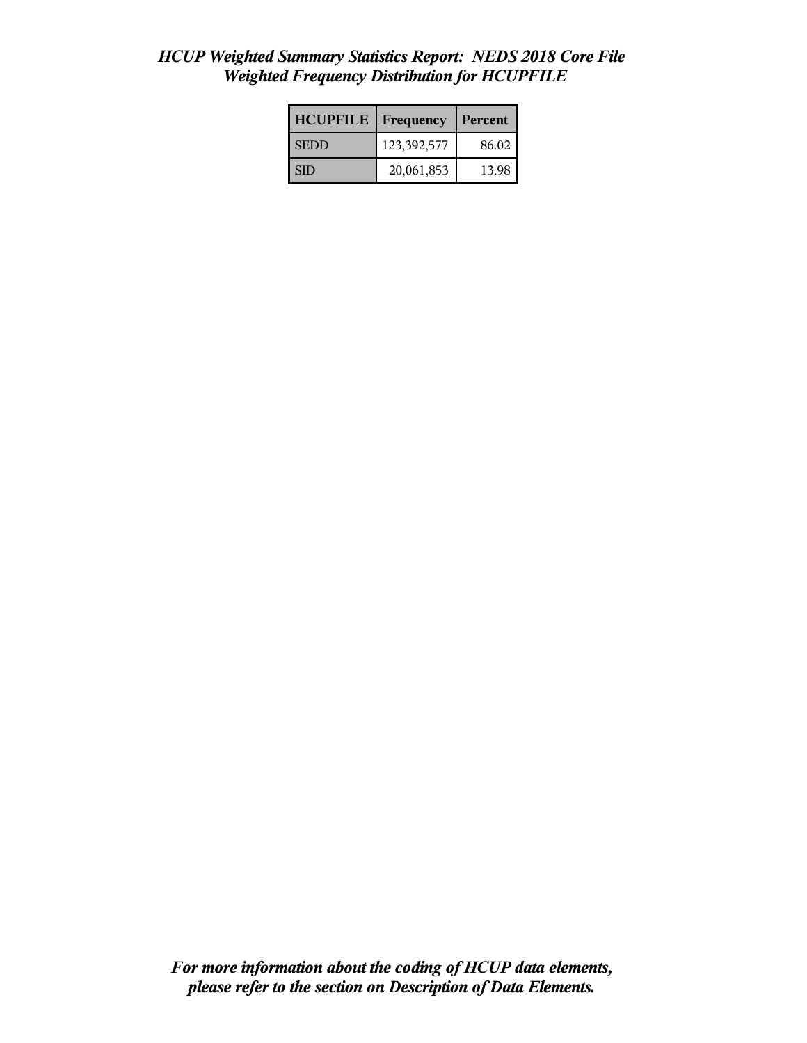*HCUP Weighted Summary Statistics Report: NEDS 2018 Core File*
*Weighted Frequency Distribution for HCUPFILE*

| HCUPFILE | Frequency | Percent |
|---|---|---|
| SEDD | 123,392,577 | 86.02 |
| SID | 20,061,853 | 13.98 |

***For more information about the coding of HCUP data elements, please refer to the section on Description of Data Elements.***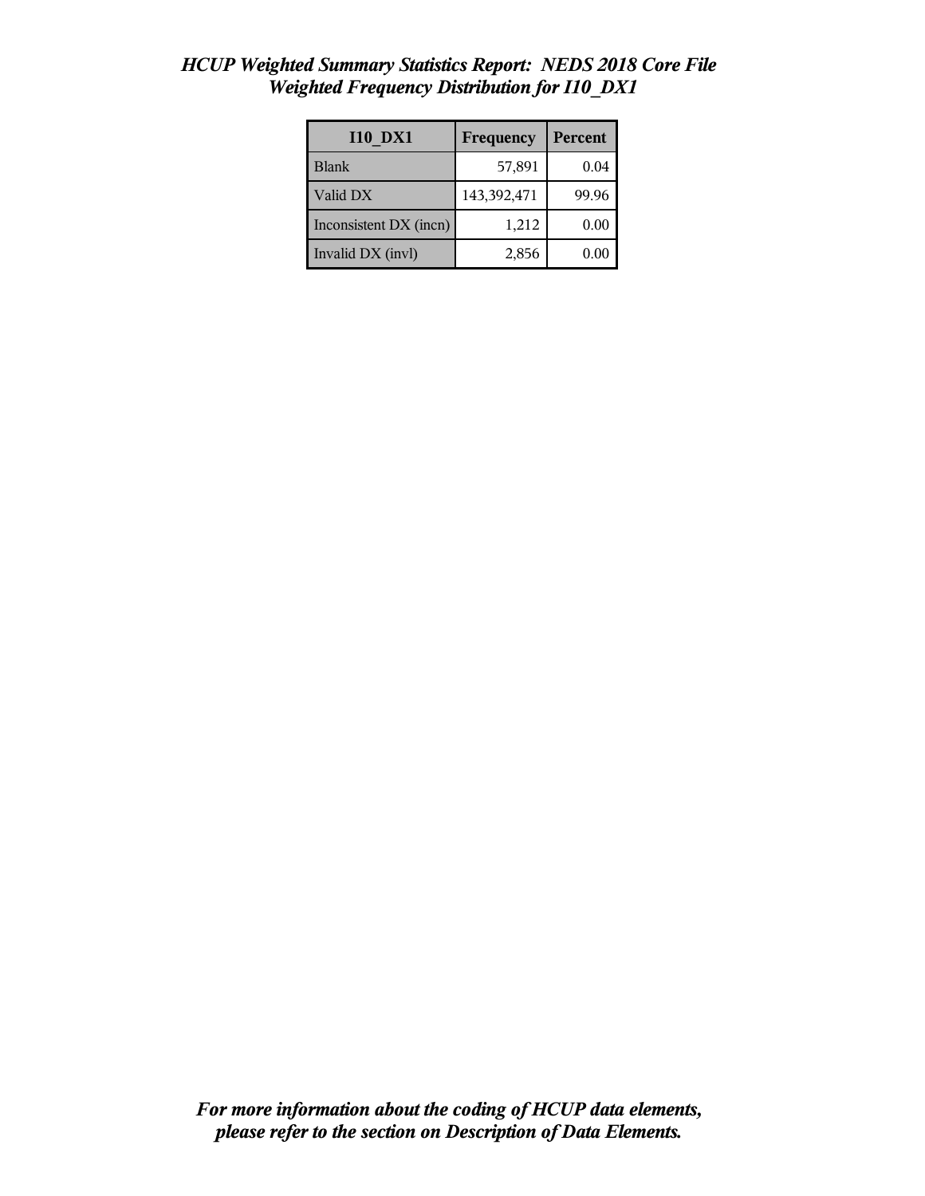*HCUP Weighted Summary Statistics Report: NEDS 2018 Core File*
*Weighted Frequency Distribution for I10_DX1*

| I10_DX1 | Frequency | Percent |
|---|---|---|
| Blank | 57,891 | 0.04 |
| Valid DX | 143,392,471 | 99.96 |
| Inconsistent DX (incn) | 1,212 | 0.00 |
| Invalid DX (invl) | 2,856 | 0.00 |

***For more information about the coding of HCUP data elements, please refer to the section on Description of Data Elements.***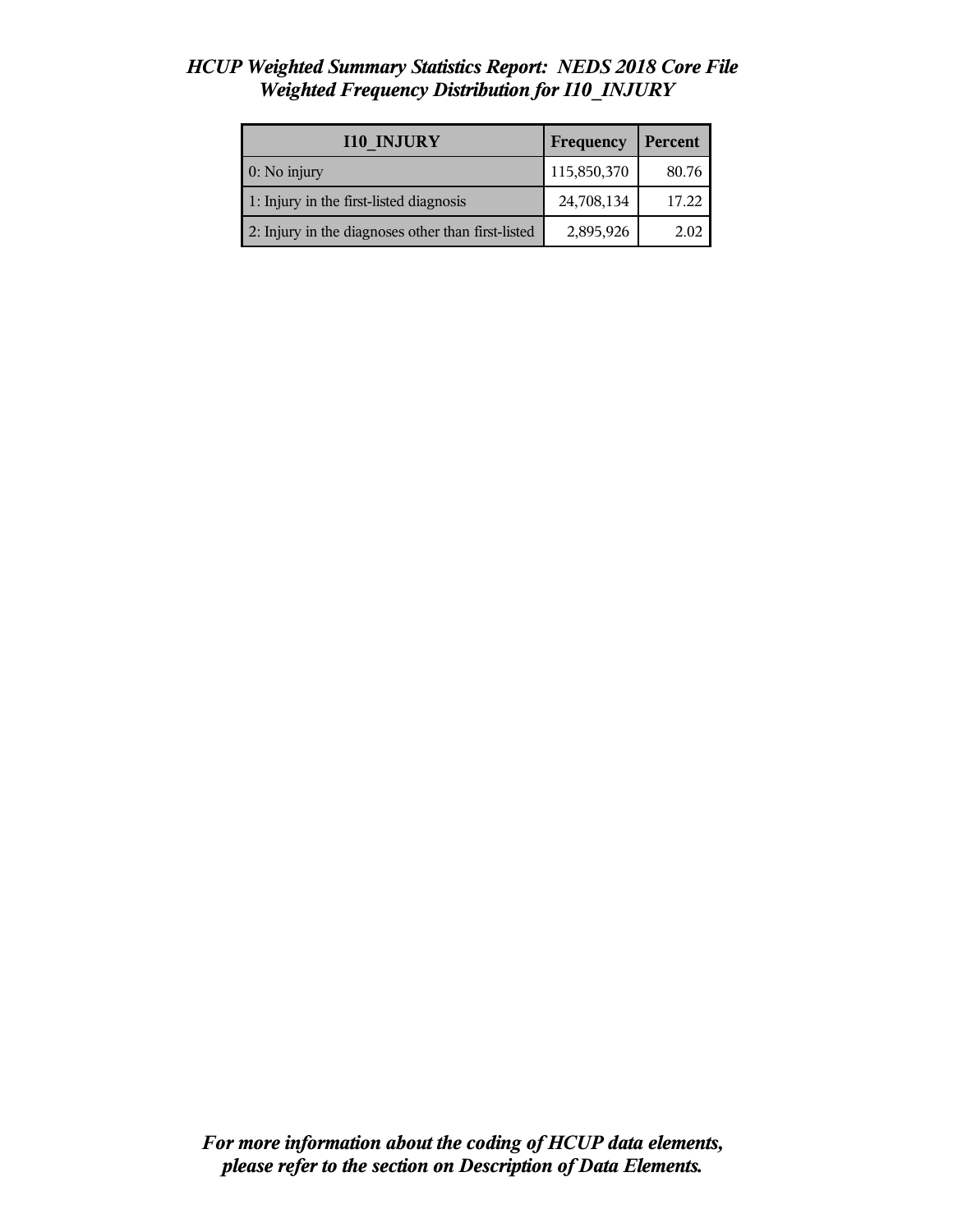# *HCUP Weighted Summary Statistics Report: NEDS 2018 Core File*
## *Weighted Frequency Distribution for I10_INJURY*

| I10_INJURY | Frequency | Percent |
|---|---|---|
| 0: No injury | 115,850,370 | 80.76 |
| 1: Injury in the first-listed diagnosis | 24,708,134 | 17.22 |
| 2: Injury in the diagnoses other than first-listed | 2,895,926 | 2.02 |

***For more information about the coding of HCUP data elements, please refer to the section on Description of Data Elements.***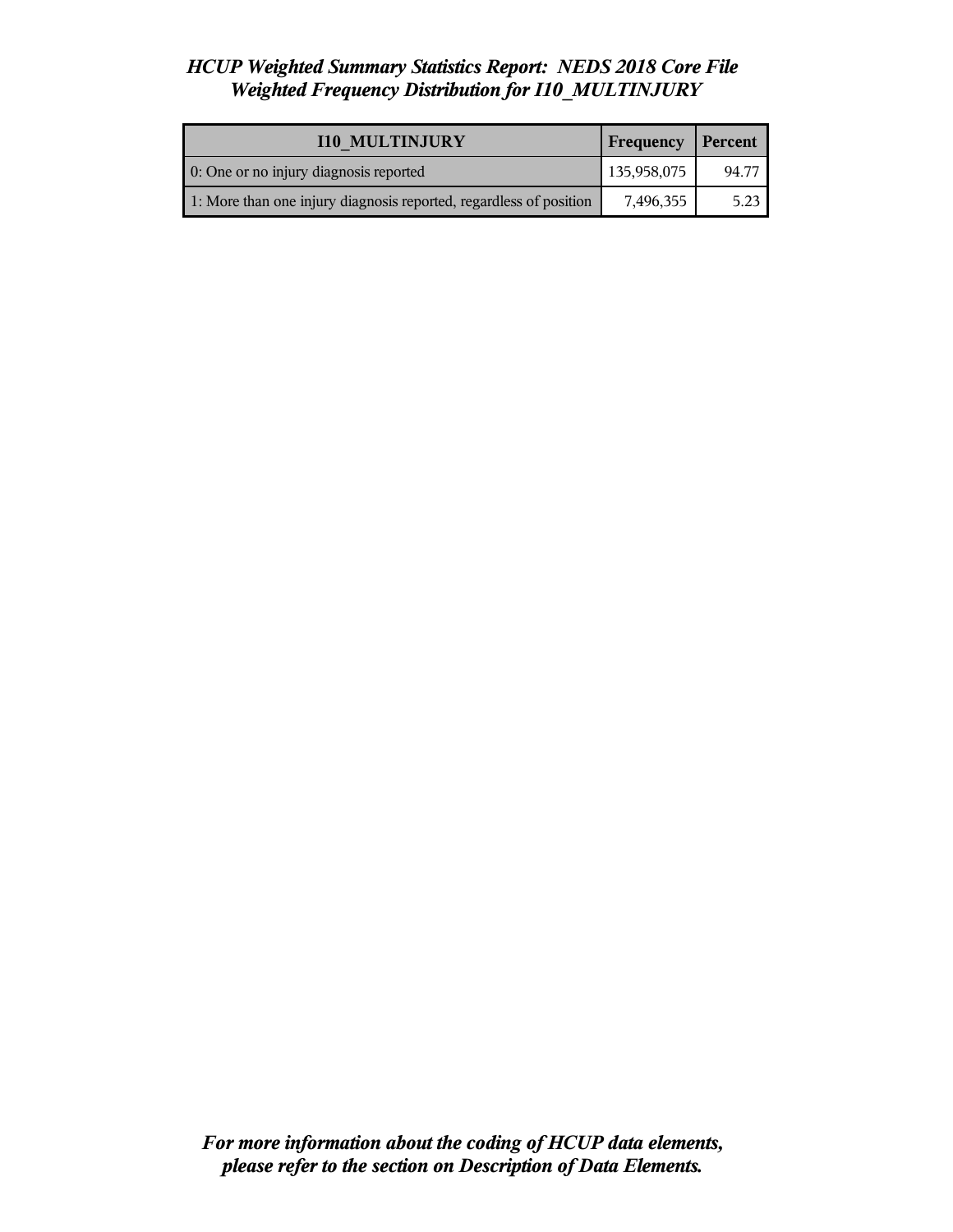*HCUP Weighted Summary Statistics Report: NEDS 2018 Core File*
*Weighted Frequency Distribution for I10_MULTINJURY*

| I10_MULTINJURY | Frequency | Percent |
| --- | --- | --- |
| 0: One or no injury diagnosis reported | 135,958,075 | 94.77 |
| 1: More than one injury diagnosis reported, regardless of position | 7,496,355 | 5.23 |

***For more information about the coding of HCUP data elements, please refer to the section on Description of Data Elements.***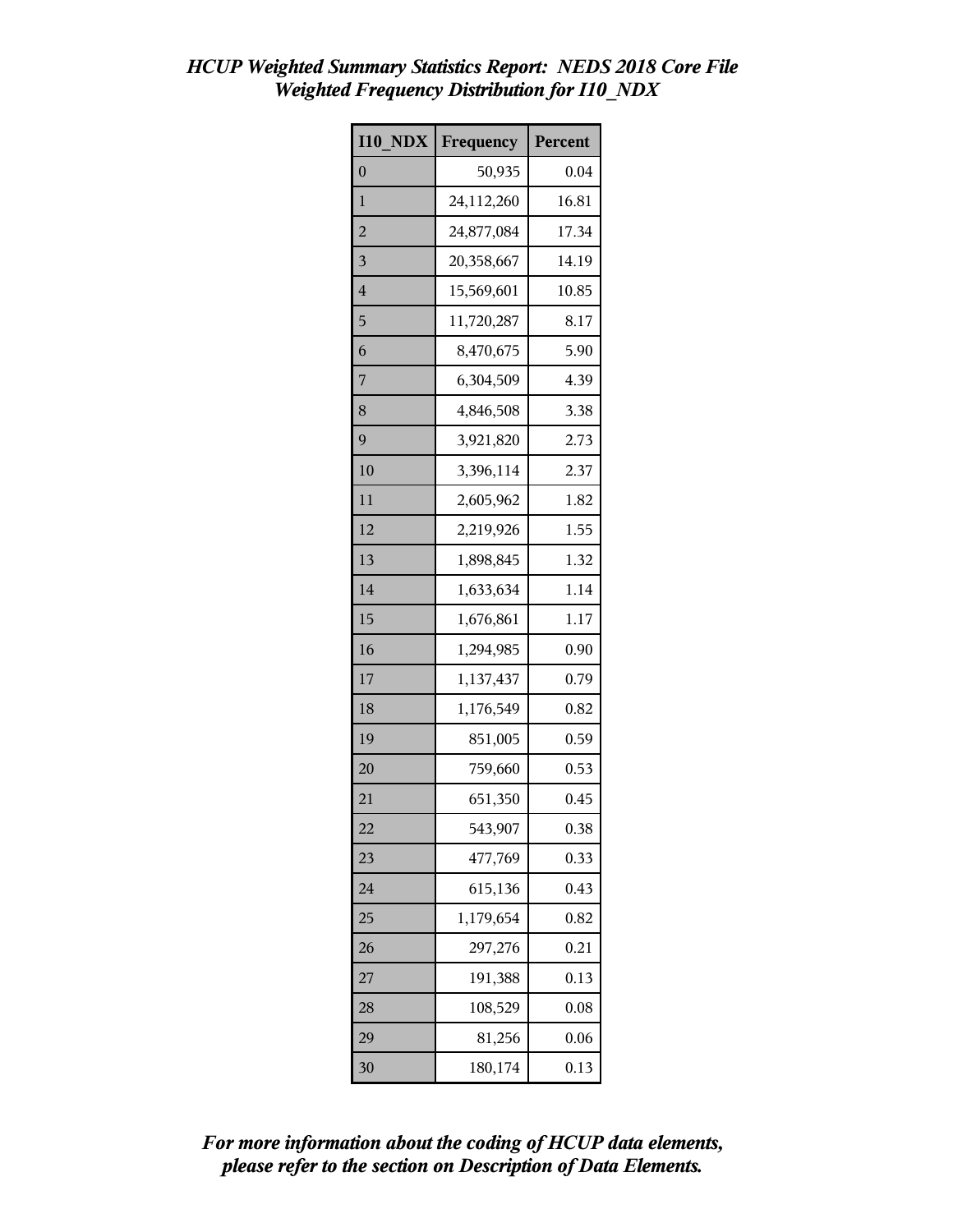# *HCUP Weighted Summary Statistics Report: NEDS 2018 Core File*
## *Weighted Frequency Distribution for I10_NDX*

| I10_NDX | Frequency | Percent |
|---|---|---|
| 0 | 50,935 | 0.04 |
| 1 | 24,112,260 | 16.81 |
| 2 | 24,877,084 | 17.34 |
| 3 | 20,358,667 | 14.19 |
| 4 | 15,569,601 | 10.85 |
| 5 | 11,720,287 | 8.17 |
| 6 | 8,470,675 | 5.90 |
| 7 | 6,304,509 | 4.39 |
| 8 | 4,846,508 | 3.38 |
| 9 | 3,921,820 | 2.73 |
| 10 | 3,396,114 | 2.37 |
| 11 | 2,605,962 | 1.82 |
| 12 | 2,219,926 | 1.55 |
| 13 | 1,898,845 | 1.32 |
| 14 | 1,633,634 | 1.14 |
| 15 | 1,676,861 | 1.17 |
| 16 | 1,294,985 | 0.90 |
| 17 | 1,137,437 | 0.79 |
| 18 | 1,176,549 | 0.82 |
| 19 | 851,005 | 0.59 |
| 20 | 759,660 | 0.53 |
| 21 | 651,350 | 0.45 |
| 22 | 543,907 | 0.38 |
| 23 | 477,769 | 0.33 |
| 24 | 615,136 | 0.43 |
| 25 | 1,179,654 | 0.82 |
| 26 | 297,276 | 0.21 |
| 27 | 191,388 | 0.13 |
| 28 | 108,529 | 0.08 |
| 29 | 81,256 | 0.06 |
| 30 | 180,174 | 0.13 |

***For more information about the coding of HCUP data elements, please refer to the section on Description of Data Elements.***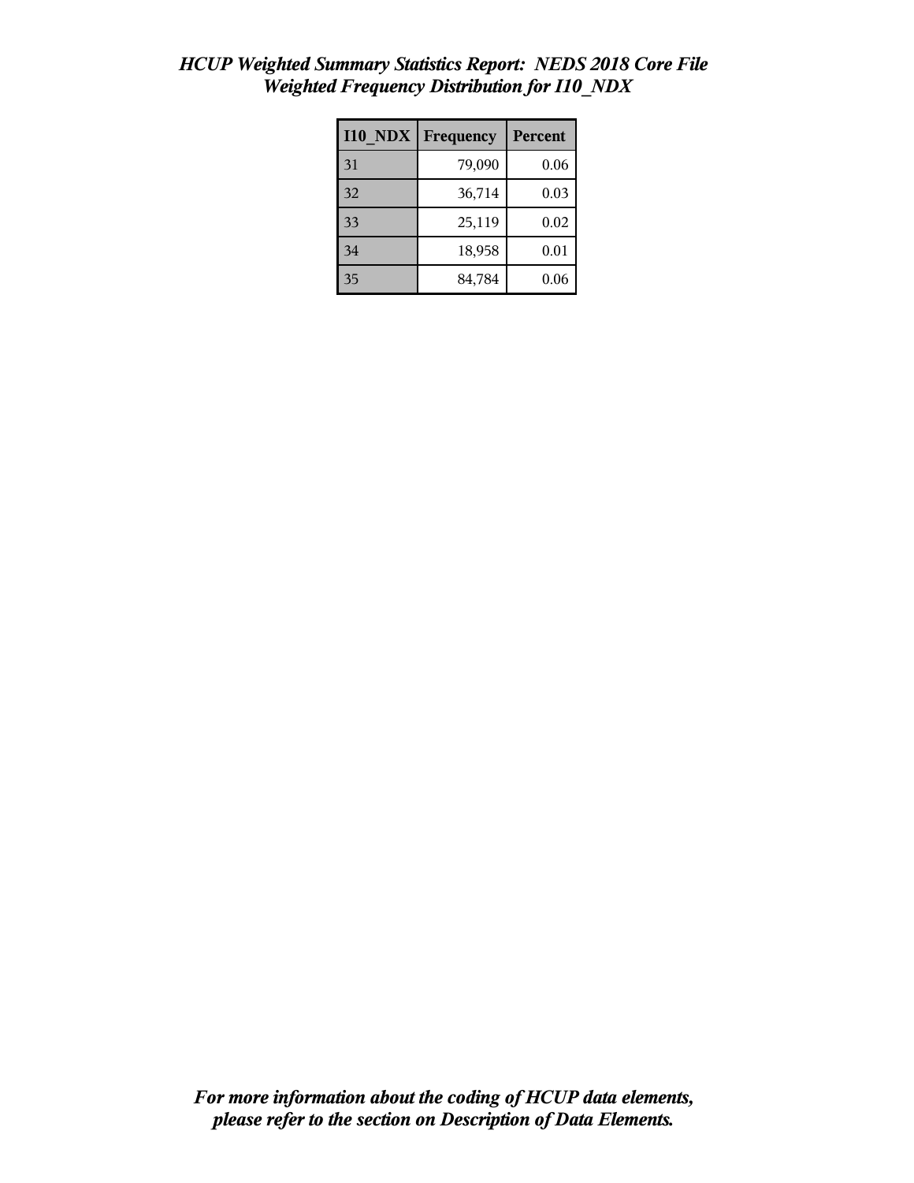*HCUP Weighted Summary Statistics Report: NEDS 2018 Core File*
*Weighted Frequency Distribution for I10_NDX*

| I10_NDX | Frequency | Percent |
|---|---|---|
| 31 | 79,090 | 0.06 |
| 32 | 36,714 | 0.03 |
| 33 | 25,119 | 0.02 |
| 34 | 18,958 | 0.01 |
| 35 | 84,784 | 0.06 |

***For more information about the coding of HCUP data elements, please refer to the section on Description of Data Elements.***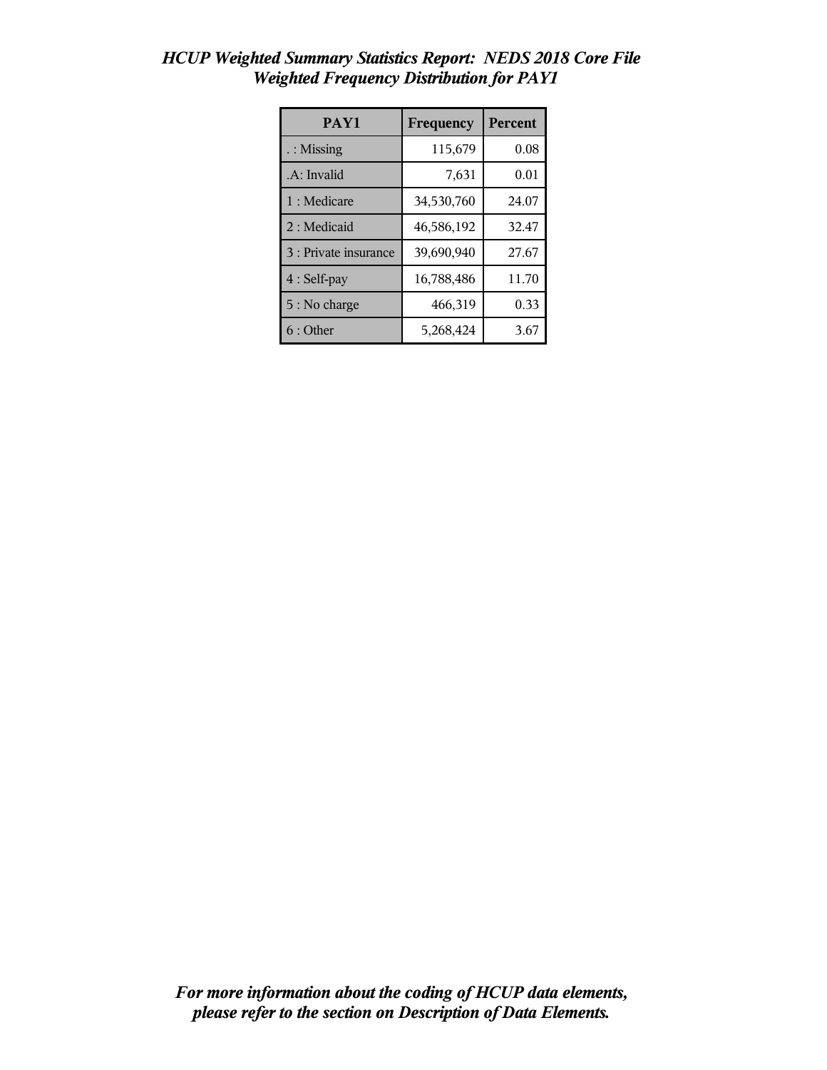*HCUP Weighted Summary Statistics Report: NEDS 2018 Core File*
*Weighted Frequency Distribution for PAY1*

| PAY1 | Frequency | Percent |
|---|---|---|
| . : Missing | 115,679 | 0.08 |
| .A: Invalid | 7,631 | 0.01 |
| 1 : Medicare | 34,530,760 | 24.07 |
| 2 : Medicaid | 46,586,192 | 32.47 |
| 3 : Private insurance | 39,690,940 | 27.67 |
| 4 : Self-pay | 16,788,486 | 11.70 |
| 5 : No charge | 466,319 | 0.33 |
| 6 : Other | 5,268,424 | 3.67 |

*For more information about the coding of HCUP data elements, please refer to the section on Description of Data Elements.*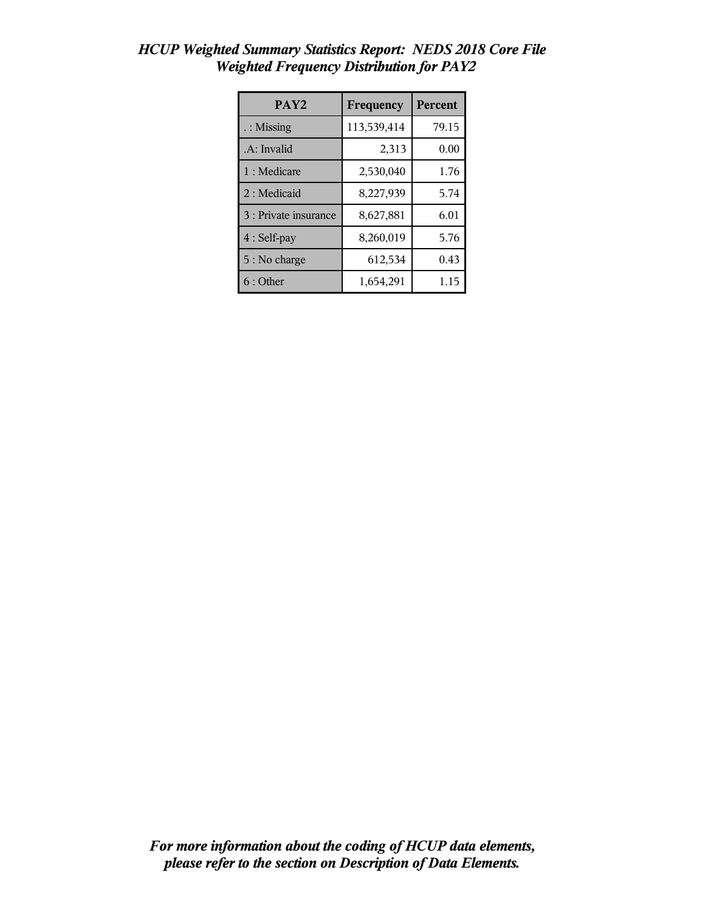# *HCUP Weighted Summary Statistics Report: NEDS 2018 Core File*
## *Weighted Frequency Distribution for PAY2*

| PAY2 | Frequency | Percent |
|---|---|---|
| . : Missing | 113,539,414 | 79.15 |
| .A: Invalid | 2,313 | 0.00 |
| 1 : Medicare | 2,530,040 | 1.76 |
| 2 : Medicaid | 8,227,939 | 5.74 |
| 3 : Private insurance | 8,627,881 | 6.01 |
| 4 : Self-pay | 8,260,019 | 5.76 |
| 5 : No charge | 612,534 | 0.43 |
| 6 : Other | 1,654,291 | 1.15 |

***For more information about the coding of HCUP data elements, please refer to the section on Description of Data Elements.***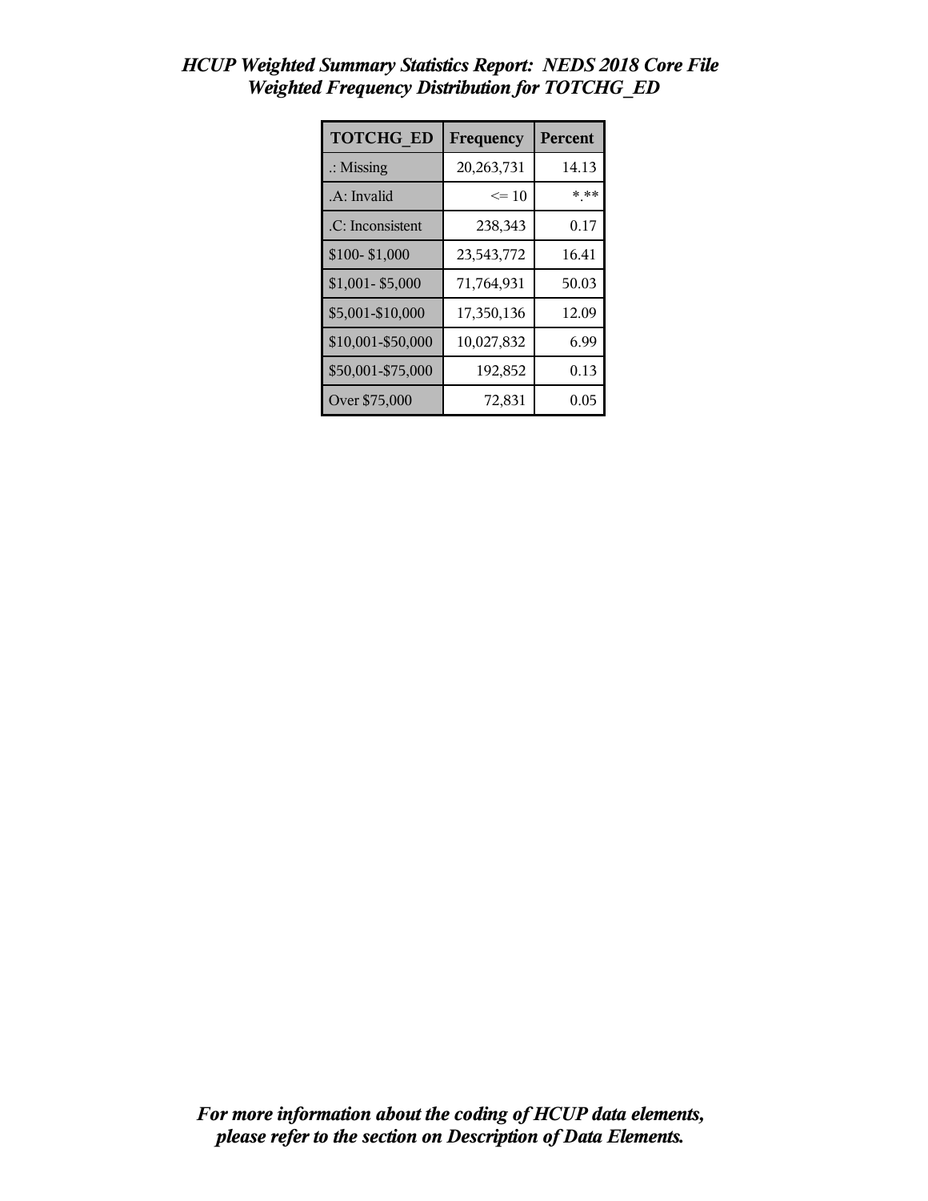# *HCUP Weighted Summary Statistics Report: NEDS 2018 Core File*
## *Weighted Frequency Distribution for TOTCHG_ED*

| TOTCHG_ED | Frequency | Percent |
|---|---|---|
| .: Missing | 20,263,731 | 14.13 |
| .A: Invalid | <= 10 | *.** |
| .C: Inconsistent | 238,343 | 0.17 |
| $100- $1,000 | 23,543,772 | 16.41 |
| $1,001- $5,000 | 71,764,931 | 50.03 |
| $5,001-$10,000 | 17,350,136 | 12.09 |
| $10,001-$50,000 | 10,027,832 | 6.99 |
| $50,001-$75,000 | 192,852 | 0.13 |
| Over $75,000 | 72,831 | 0.05 |

***For more information about the coding of HCUP data elements, please refer to the section on Description of Data Elements.***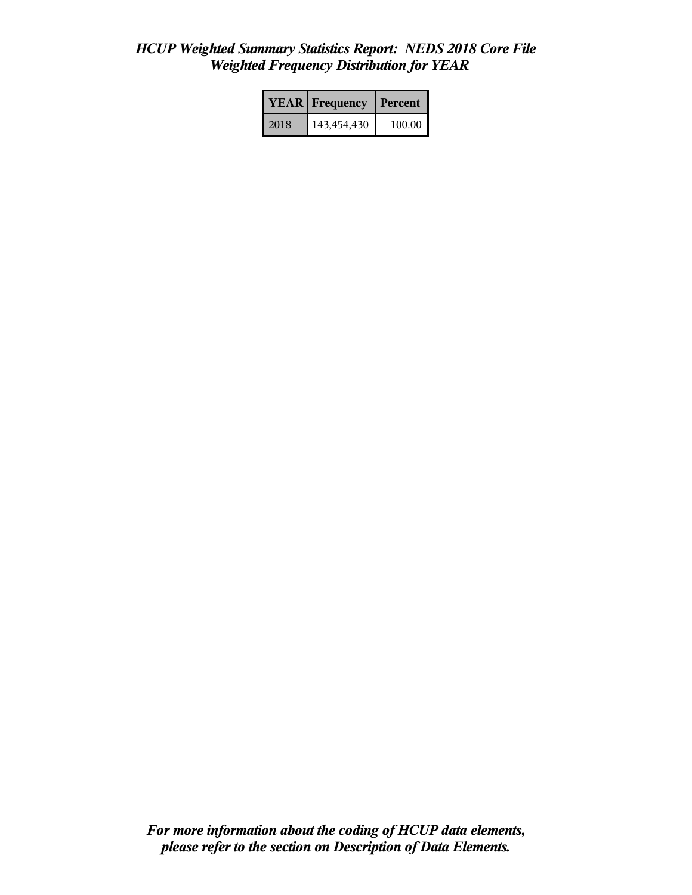*HCUP Weighted Summary Statistics Report: NEDS 2018 Core File*
*Weighted Frequency Distribution for YEAR*

| YEAR | Frequency | Percent |
|---|---|---|
| 2018 | 143,454,430 | 100.00 |

***For more information about the coding of HCUP data elements, please refer to the section on Description of Data Elements.***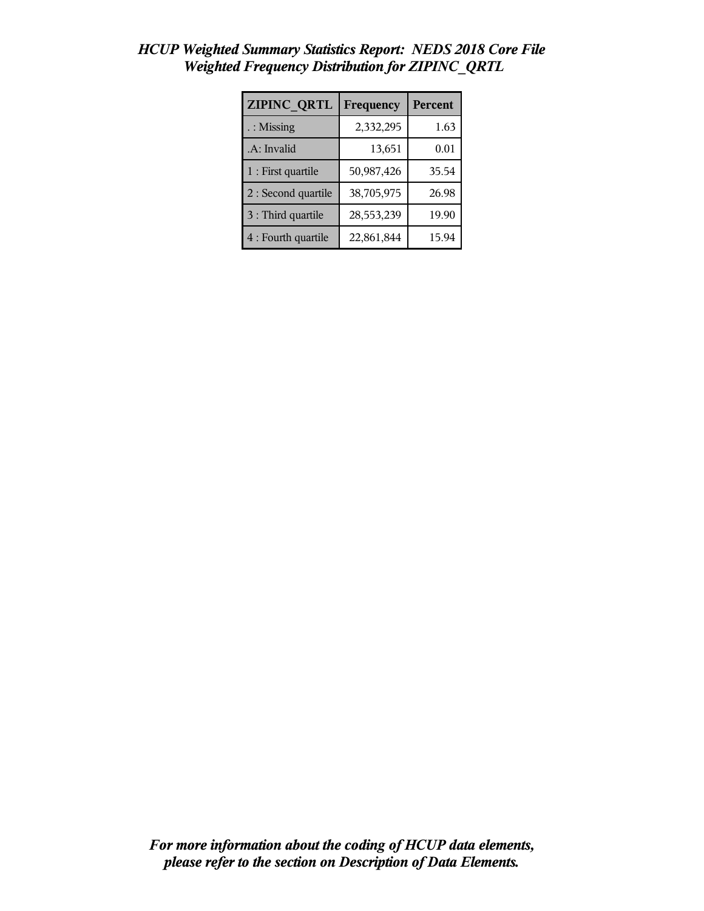# *HCUP Weighted Summary Statistics Report: NEDS 2018 Core File*
## *Weighted Frequency Distribution for ZIPINC_QRTL*

| ZIPINC_QRTL | Frequency | Percent |
|---|---|---|
| . : Missing | 2,332,295 | 1.63 |
| .A: Invalid | 13,651 | 0.01 |
| 1 : First quartile | 50,987,426 | 35.54 |
| 2 : Second quartile | 38,705,975 | 26.98 |
| 3 : Third quartile | 28,553,239 | 19.90 |
| 4 : Fourth quartile | 22,861,844 | 15.94 |

***For more information about the coding of HCUP data elements, please refer to the section on Description of Data Elements.***